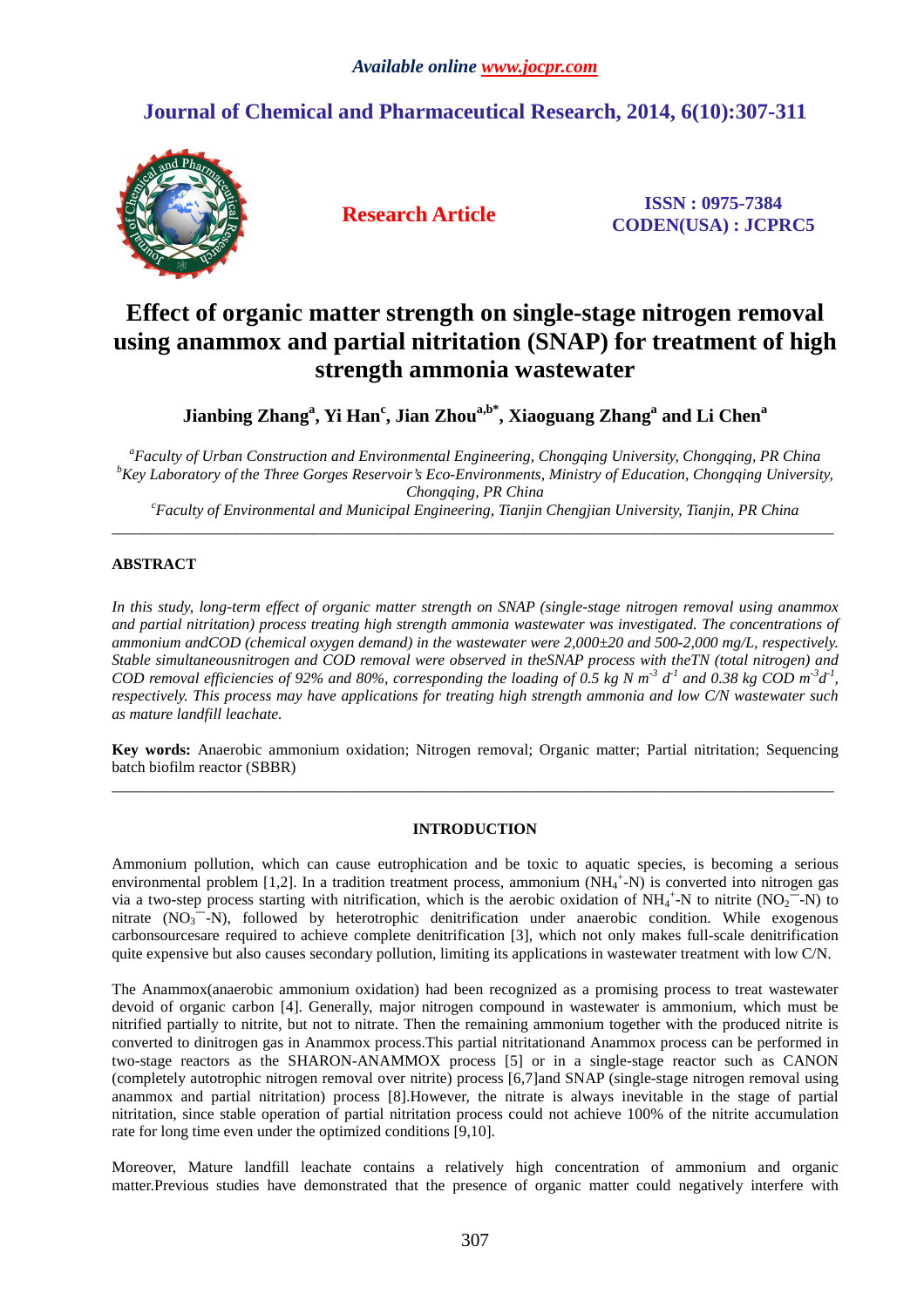*Available online www.jocpr.com*

**Journal of Chemical and Pharmaceutical Research, 2014, 6(10):307-311**

**Research Article**

**ISSN : 0975-7384**
**CODEN(USA) : JCPRC5**

# Effect of organic matter strength on single-stage nitrogen removal using anammox and partial nitritation (SNAP) for treatment of high strength ammonia wastewater

**Jianbing Zhang[a], Yi Han[c], Jian Zhou[a,b*], Xiaoguang Zhang[a] and Li Chen[a]**

*[a]Faculty of Urban Construction and Environmental Engineering, Chongqing University, Chongqing, PR China*
*[b]Key Laboratory of the Three Gorges Reservoir's Eco-Environments, Ministry of Education, Chongqing University, Chongqing, PR China*
*[c]Faculty of Environmental and Municipal Engineering, Tianjin Chengjian University, Tianjin, PR China*

---

## ABSTRACT

*In this study, long-term effect of organic matter strength on SNAP (single-stage nitrogen removal using anammox and partial nitritation) process treating high strength ammonia wastewater was investigated. The concentrations of ammonium andCOD (chemical oxygen demand) in the wastewater were 2,000±20 and 500-2,000 mg/L, respectively. Stable simultaneousnitrogen and COD removal were observed in theSNAP process with theTN (total nitrogen) and COD removal efficiencies of 92% and 80%, corresponding the loading of 0.5 kg N $m^{-3}$ $d^{-1}$ and 0.38 kg COD $m^{-3}d^{-1}$, respectively. This process may have applications for treating high strength ammonia and low C/N wastewater such as mature landfill leachate.*

**Key words:** Anaerobic ammonium oxidation; Nitrogen removal; Organic matter; Partial nitritation; Sequencing batch biofilm reactor (SBBR)

---

## INTRODUCTION

Ammonium pollution, which can cause eutrophication and be toxic to aquatic species, is becoming a serious environmental problem [1,2]. In a tradition treatment process, ammonium ($NH_4^+$-N) is converted into nitrogen gas via a two-step process starting with nitrification, which is the aerobic oxidation of $NH_4^+$-N to nitrite ($NO_2^-$-N) to nitrate ($NO_3^-$-N), followed by heterotrophic denitrification under anaerobic condition. While exogenous carbonsourcesare required to achieve complete denitrification [3], which not only makes full-scale denitrification quite expensive but also causes secondary pollution, limiting its applications in wastewater treatment with low C/N.

The Anammox(anaerobic ammonium oxidation) had been recognized as a promising process to treat wastewater devoid of organic carbon [4]. Generally, major nitrogen compound in wastewater is ammonium, which must be nitrified partially to nitrite, but not to nitrate. Then the remaining ammonium together with the produced nitrite is converted to dinitrogen gas in Anammox process.This partial nitritationand Anammox process can be performed in two-stage reactors as the SHARON-ANAMMOX process [5] or in a single-stage reactor such as CANON (completely autotrophic nitrogen removal over nitrite) process [6,7]and SNAP (single-stage nitrogen removal using anammox and partial nitritation) process [8].However, the nitrate is always inevitable in the stage of partial nitritation, since stable operation of partial nitritation process could not achieve 100% of the nitrite accumulation rate for long time even under the optimized conditions [9,10].

Moreover, Mature landfill leachate contains a relatively high concentration of ammonium and organic matter.Previous studies have demonstrated that the presence of organic matter could negatively interfere with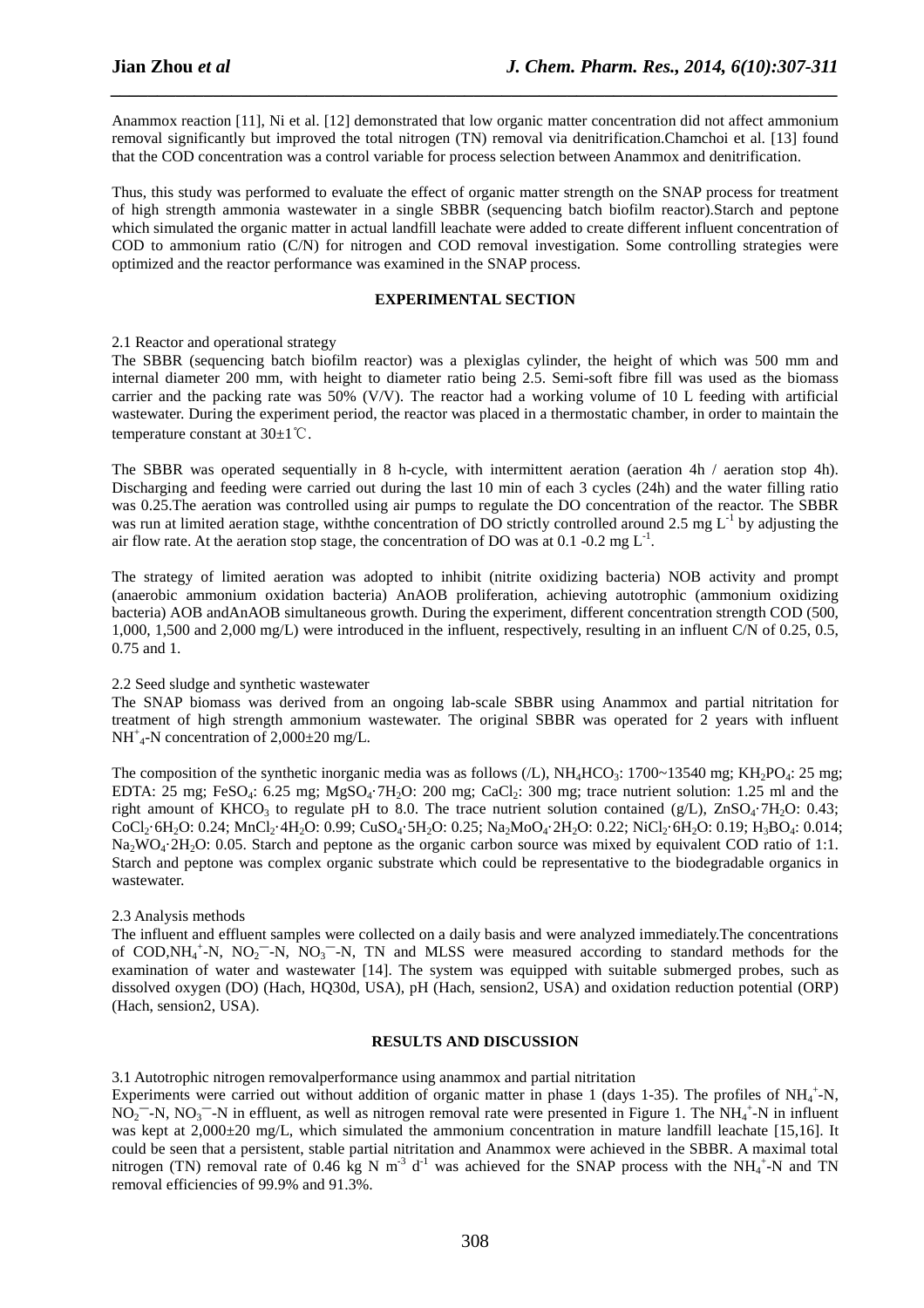Anammox reaction [11], Ni et al. [12] demonstrated that low organic matter concentration did not affect ammonium removal significantly but improved the total nitrogen (TN) removal via denitrification.Chamchoi et al. [13] found that the COD concentration was a control variable for process selection between Anammox and denitrification.

Thus, this study was performed to evaluate the effect of organic matter strength on the SNAP process for treatment of high strength ammonia wastewater in a single SBBR (sequencing batch biofilm reactor).Starch and peptone which simulated the organic matter in actual landfill leachate were added to create different influent concentration of COD to ammonium ratio (C/N) for nitrogen and COD removal investigation. Some controlling strategies were optimized and the reactor performance was examined in the SNAP process.

## EXPERIMENTAL SECTION

### 2.1 Reactor and operational strategy

The SBBR (sequencing batch biofilm reactor) was a plexiglas cylinder, the height of which was 500 mm and internal diameter 200 mm, with height to diameter ratio being 2.5. Semi-soft fibre fill was used as the biomass carrier and the packing rate was 50% (V/V). The reactor had a working volume of 10 L feeding with artificial wastewater. During the experiment period, the reactor was placed in a thermostatic chamber, in order to maintain the temperature constant at 30±1℃.

The SBBR was operated sequentially in 8 h-cycle, with intermittent aeration (aeration 4h / aeration stop 4h). Discharging and feeding were carried out during the last 10 min of each 3 cycles (24h) and the water filling ratio was 0.25.The aeration was controlled using air pumps to regulate the DO concentration of the reactor. The SBBR was run at limited aeration stage, withthe concentration of DO strictly controlled around 2.5 mg $L^{-1}$ by adjusting the air flow rate. At the aeration stop stage, the concentration of DO was at 0.1 -0.2 mg $L^{-1}$.

The strategy of limited aeration was adopted to inhibit (nitrite oxidizing bacteria) NOB activity and prompt (anaerobic ammonium oxidation bacteria) AnAOB proliferation, achieving autotrophic (ammonium oxidizing bacteria) AOB andAnAOB simultaneous growth. During the experiment, different concentration strength COD (500, 1,000, 1,500 and 2,000 mg/L) were introduced in the influent, respectively, resulting in an influent C/N of 0.25, 0.5, 0.75 and 1.

### 2.2 Seed sludge and synthetic wastewater

The SNAP biomass was derived from an ongoing lab-scale SBBR using Anammox and partial nitritation for treatment of high strength ammonium wastewater. The original SBBR was operated for 2 years with influent $NH_4^+$-N concentration of 2,000±20 mg/L.

The composition of the synthetic inorganic media was as follows (/L), $NH_4HCO_3$: 1700~13540 mg; $KH_2PO_4$: 25 mg; EDTA: 25 mg; $FeSO_4$: 6.25 mg; $MgSO_4 \cdot 7H_2O$: 200 mg; $CaCl_2$: 300 mg; trace nutrient solution: 1.25 ml and the right amount of $KHCO_3$ to regulate pH to 8.0. The trace nutrient solution contained (g/L), $ZnSO_4 \cdot 7H_2O$: 0.43; $CoCl_2 \cdot 6H_2O$: 0.24; $MnCl_2 \cdot 4H_2O$: 0.99; $CuSO_4 \cdot 5H_2O$: 0.25; $Na_2MoO_4 \cdot 2H_2O$: 0.22; $NiCl_2 \cdot 6H_2O$: 0.19; $H_3BO_4$: 0.014; $Na_2WO_4 \cdot 2H_2O$: 0.05. Starch and peptone as the organic carbon source was mixed by equivalent COD ratio of 1:1. Starch and peptone was complex organic substrate which could be representative to the biodegradable organics in wastewater.

### 2.3 Analysis methods

The influent and effluent samples were collected on a daily basis and were analyzed immediately.The concentrations of COD,$NH_4^+$-N, $NO_2^-$-N, $NO_3^-$-N, TN and MLSS were measured according to standard methods for the examination of water and wastewater [14]. The system was equipped with suitable submerged probes, such as dissolved oxygen (DO) (Hach, HQ30d, USA), pH (Hach, sension2, USA) and oxidation reduction potential (ORP) (Hach, sension2, USA).

## RESULTS AND DISCUSSION

### 3.1 Autotrophic nitrogen removalperformance using anammox and partial nitritation

Experiments were carried out without addition of organic matter in phase 1 (days 1-35). The profiles of $NH_4^+$-N, $NO_2^-$-N, $NO_3^-$-N in effluent, as well as nitrogen removal rate were presented in Figure 1. The $NH_4^+$-N in influent was kept at 2,000±20 mg/L, which simulated the ammonium concentration in mature landfill leachate [15,16]. It could be seen that a persistent, stable partial nitritation and Anammox were achieved in the SBBR. A maximal total nitrogen (TN) removal rate of 0.46 kg N $m^{-3}$ $d^{-1}$ was achieved for the SNAP process with the $NH_4^+$-N and TN removal efficiencies of 99.9% and 91.3%.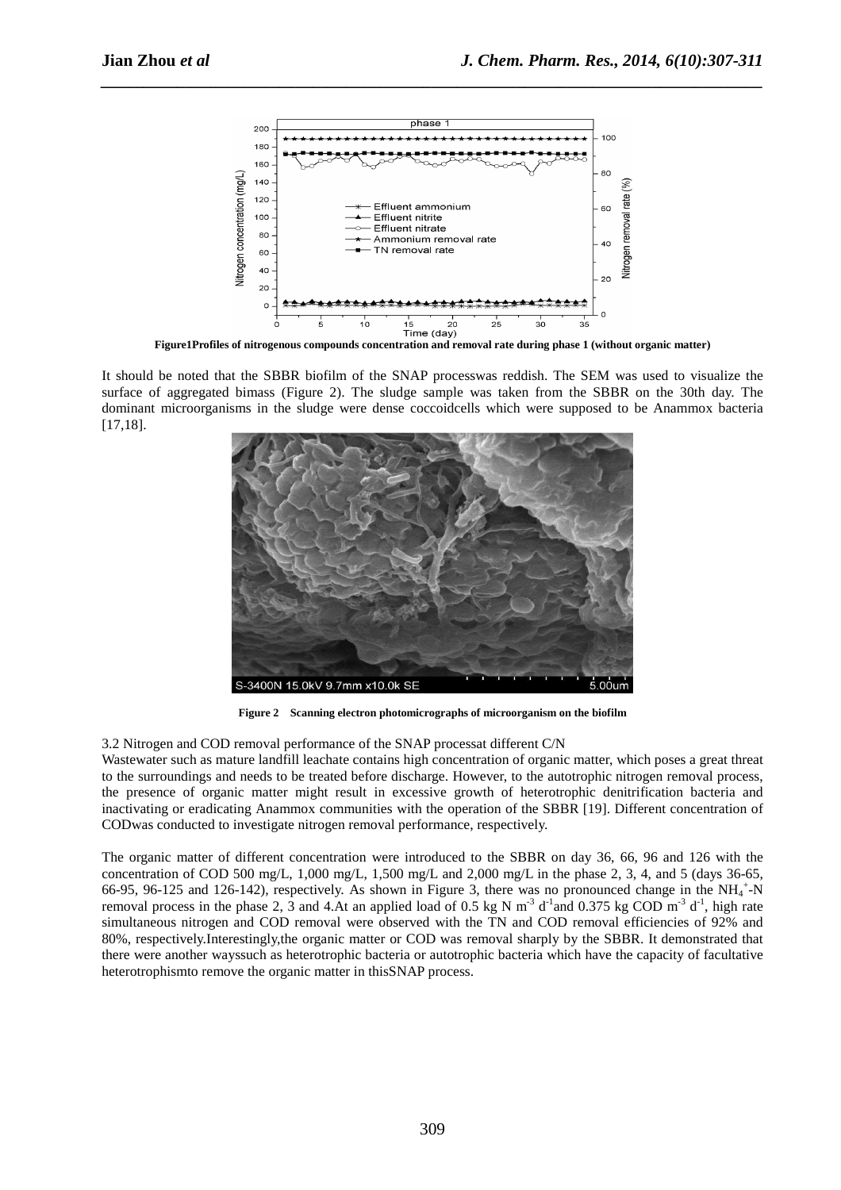Figure1Profiles of nitrogenous compounds concentration and removal rate during phase 1 (without organic matter)

It should be noted that the SBBR biofilm of the SNAP processwas reddish. The SEM was used to visualize the surface of aggregated bimass (Figure 2). The sludge sample was taken from the SBBR on the 30th day. The dominant microorganisms in the sludge were dense coccoidcells which were supposed to be Anammox bacteria [17,18].

**Figure 2 Scanning electron photomicrographs of microorganism on the biofilm**

3.2 Nitrogen and COD removal performance of the SNAP processat different C/N

Wastewater such as mature landfill leachate contains high concentration of organic matter, which poses a great threat to the surroundings and needs to be treated before discharge. However, to the autotrophic nitrogen removal process, the presence of organic matter might result in excessive growth of heterotrophic denitrification bacteria and inactivating or eradicating Anammox communities with the operation of the SBBR [19]. Different concentration of CODwas conducted to investigate nitrogen removal performance, respectively.

The organic matter of different concentration were introduced to the SBBR on day 36, 66, 96 and 126 with the concentration of COD 500 mg/L, 1,000 mg/L, 1,500 mg/L and 2,000 mg/L in the phase 2, 3, 4, and 5 (days 36-65, 66-95, 96-125 and 126-142), respectively. As shown in Figure 3, there was no pronounced change in the $NH_4^+$-N removal process in the phase 2, 3 and 4.At an applied load of 0.5 kg N $m^{-3}$ $d^{-1}$and 0.375 kg COD $m^{-3}$ $d^{-1}$, high rate simultaneous nitrogen and COD removal were observed with the TN and COD removal efficiencies of 92% and 80%, respectively.Interestingly,the organic matter or COD was removal sharply by the SBBR. It demonstrated that there were another wayssuch as heterotrophic bacteria or autotrophic bacteria which have the capacity of facultative heterotrophismto remove the organic matter in thisSNAP process.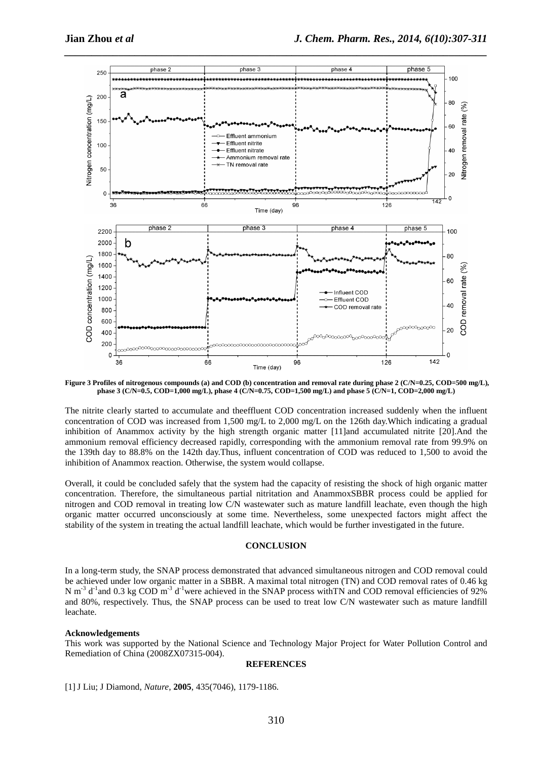**Figure 3 Profiles of nitrogenous compounds (a) and COD (b) concentration and removal rate during phase 2 (C/N=0.25, COD=500 mg/L), phase 3 (C/N=0.5, COD=1,000 mg/L), phase 4 (C/N=0.75, COD=1,500 mg/L) and phase 5 (C/N=1, COD=2,000 mg/L)**

The nitrite clearly started to accumulate and theeffluent COD concentration increased suddenly when the influent concentration of COD was increased from 1,500 mg/L to 2,000 mg/L on the 126th day.Which indicating a gradual inhibition of Anammox activity by the high strength organic matter [11]and accumulated nitrite [20].And the ammonium removal efficiency decreased rapidly, corresponding with the ammonium removal rate from 99.9% on the 139th day to 88.8% on the 142th day.Thus, influent concentration of COD was reduced to 1,500 to avoid the inhibition of Anammox reaction. Otherwise, the system would collapse.

Overall, it could be concluded safely that the system had the capacity of resisting the shock of high organic matter concentration. Therefore, the simultaneous partial nitritation and AnammoxSBBR process could be applied for nitrogen and COD removal in treating low C/N wastewater such as mature landfill leachate, even though the high organic matter occurred unconsciously at some time. Nevertheless, some unexpected factors might affect the stability of the system in treating the actual landfill leachate, which would be further investigated in the future.

## CONCLUSION

In a long-term study, the SNAP process demonstrated that advanced simultaneous nitrogen and COD removal could be achieved under low organic matter in a SBBR. A maximal total nitrogen (TN) and COD removal rates of 0.46 kg N $m^{-3}$ $d^{-1}$and 0.3 kg COD $m^{-3}$ $d^{-1}$were achieved in the SNAP process withTN and COD removal efficiencies of 92% and 80%, respectively. Thus, the SNAP process can be used to treat low C/N wastewater such as mature landfill leachate.

**Acknowledgements**

This work was supported by the National Science and Technology Major Project for Water Pollution Control and Remediation of China (2008ZX07315-004).

## REFERENCES

[1] J Liu; J Diamond, *Nature*, **2005**, 435(7046), 1179-1186.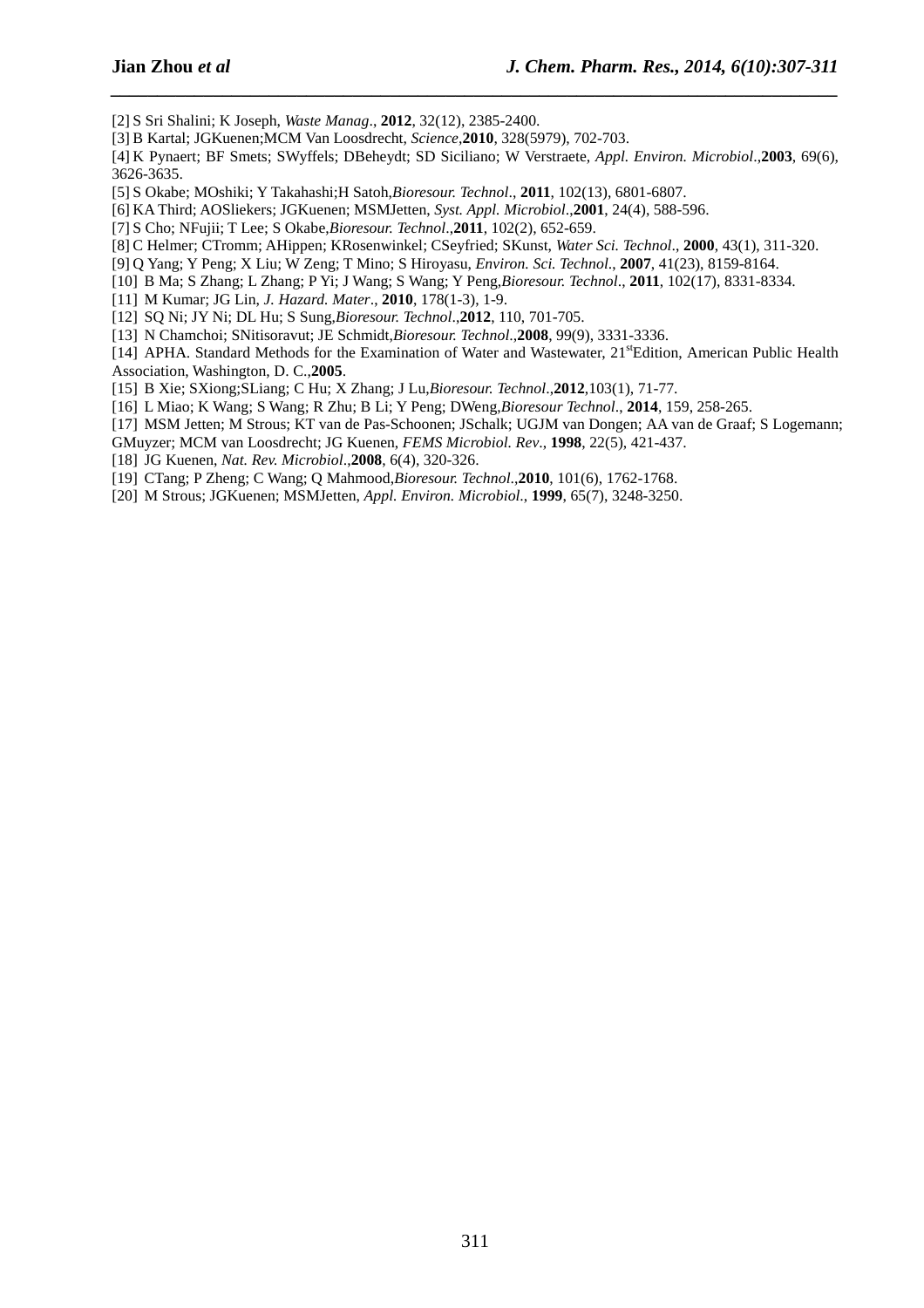[2] S Sri Shalini; K Joseph, *Waste Manag*., **2012**, 32(12), 2385-2400.

[3] B Kartal; JGKuenen;MCM Van Loosdrecht, *Science*,**2010**, 328(5979), 702-703.

[4] K Pynaert; BF Smets; SWyffels; DBeheydt; SD Siciliano; W Verstraete, *Appl. Environ. Microbiol*.,**2003**, 69(6), 3626-3635.

[5] S Okabe; MOshiki; Y Takahashi;H Satoh,*Bioresour. Technol*., **2011**, 102(13), 6801-6807.

[6] KA Third; AOSliekers; JGKuenen; MSMJetten, *Syst. Appl. Microbiol*.,**2001**, 24(4), 588-596.

[7] S Cho; NFujii; T Lee; S Okabe,*Bioresour. Technol*.,**2011**, 102(2), 652-659.

[8] C Helmer; CTromm; AHippen; KRosenwinkel; CSeyfried; SKunst, *Water Sci. Technol*., **2000**, 43(1), 311-320.

[9] Q Yang; Y Peng; X Liu; W Zeng; T Mino; S Hiroyasu, *Environ. Sci. Technol*., **2007**, 41(23), 8159-8164.

[10] B Ma; S Zhang; L Zhang; P Yi; J Wang; S Wang; Y Peng,*Bioresour. Technol*., **2011**, 102(17), 8331-8334.

[11] M Kumar; JG Lin, *J. Hazard. Mater*., **2010**, 178(1-3), 1-9.

[12] SQ Ni; JY Ni; DL Hu; S Sung,*Bioresour. Technol*.,**2012**, 110, 701-705.

[13] N Chamchoi; SNitisoravut; JE Schmidt,*Bioresour. Technol*.,**2008**, 99(9), 3331-3336.

[14] APHA. Standard Methods for the Examination of Water and Wastewater, 21stEdition, American Public Health Association, Washington, D. C.,**2005**.

[15] B Xie; SXiong;SLiang; C Hu; X Zhang; J Lu,*Bioresour. Technol*.,**2012**,103(1), 71-77.

[16] L Miao; K Wang; S Wang; R Zhu; B Li; Y Peng; DWeng,*Bioresour Technol*., **2014**, 159, 258-265.

[17] MSM Jetten; M Strous; KT van de Pas-Schoonen; JSchalk; UGJM van Dongen; AA van de Graaf; S Logemann; GMuyzer; MCM van Loosdrecht; JG Kuenen, *FEMS Microbiol. Rev*., **1998**, 22(5), 421-437.

[18] JG Kuenen, *Nat. Rev. Microbiol*.,**2008**, 6(4), 320-326.

[19] CTang; P Zheng; C Wang; Q Mahmood,*Bioresour. Technol*.,**2010**, 101(6), 1762-1768.

[20] M Strous; JGKuenen; MSMJetten, *Appl. Environ. Microbiol*., **1999**, 65(7), 3248-3250.